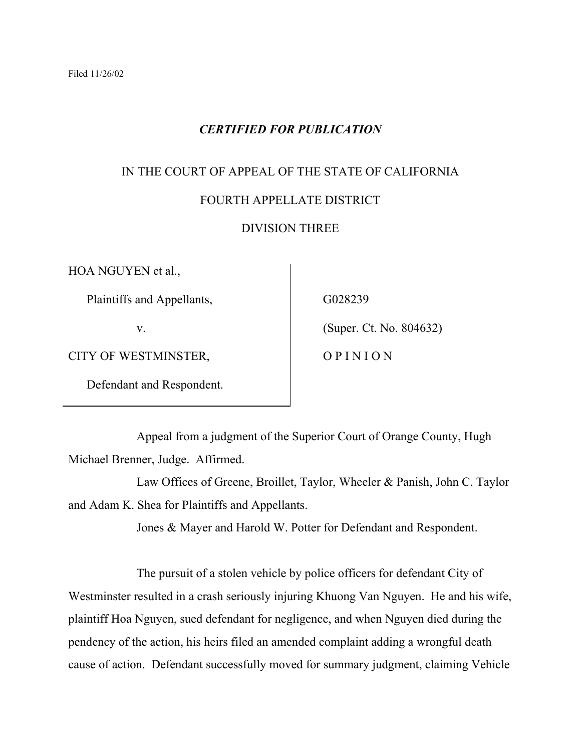Filed 11/26/02

***CERTIFIED FOR PUBLICATION***

IN THE COURT OF APPEAL OF THE STATE OF CALIFORNIA

FOURTH APPELLATE DISTRICT

DIVISION THREE

| | |
|---|---|
| HOA NGUYEN et al.,<br><br>Plaintiffs and Appellants,<br><br>v.<br><br>CITY OF WESTMINSTER,<br><br>Defendant and Respondent. | G028239<br><br>(Super. Ct. No. 804632)<br><br>O P I N I O N |

Appeal from a judgment of the Superior Court of Orange County, Hugh Michael Brenner, Judge. Affirmed.

Law Offices of Greene, Broillet, Taylor, Wheeler & Panish, John C. Taylor and Adam K. Shea for Plaintiffs and Appellants.

Jones & Mayer and Harold W. Potter for Defendant and Respondent.

The pursuit of a stolen vehicle by police officers for defendant City of Westminster resulted in a crash seriously injuring Khuong Van Nguyen. He and his wife, plaintiff Hoa Nguyen, sued defendant for negligence, and when Nguyen died during the pendency of the action, his heirs filed an amended complaint adding a wrongful death cause of action. Defendant successfully moved for summary judgment, claiming Vehicle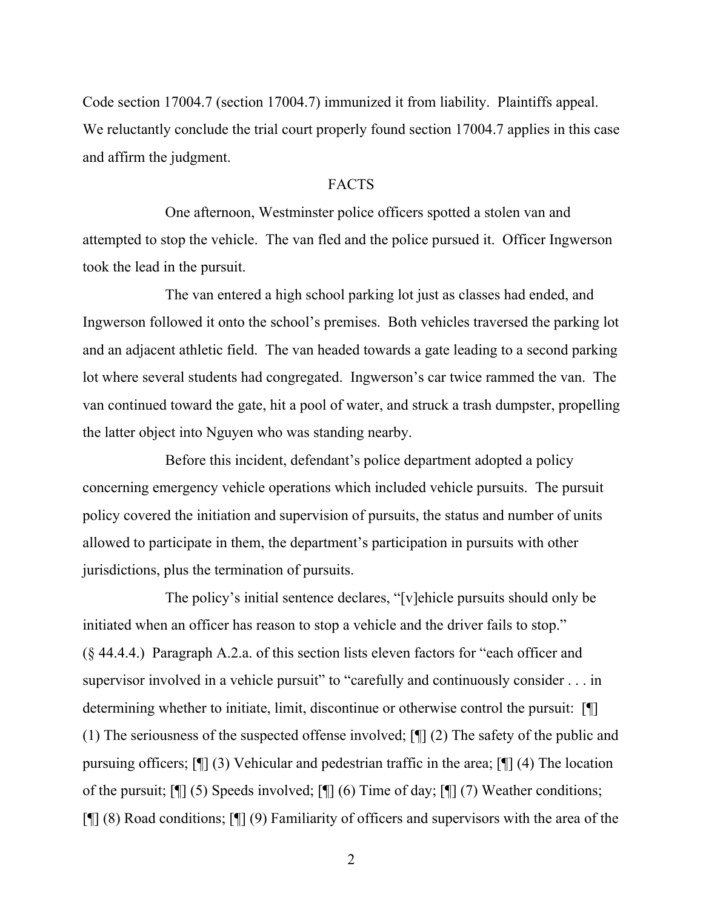Code section 17004.7 (section 17004.7) immunized it from liability. Plaintiffs appeal. We reluctantly conclude the trial court properly found section 17004.7 applies in this case and affirm the judgment.

## FACTS

One afternoon, Westminster police officers spotted a stolen van and attempted to stop the vehicle. The van fled and the police pursued it. Officer Ingwerson took the lead in the pursuit.

The van entered a high school parking lot just as classes had ended, and Ingwerson followed it onto the school's premises. Both vehicles traversed the parking lot and an adjacent athletic field. The van headed towards a gate leading to a second parking lot where several students had congregated. Ingwerson's car twice rammed the van. The van continued toward the gate, hit a pool of water, and struck a trash dumpster, propelling the latter object into Nguyen who was standing nearby.

Before this incident, defendant's police department adopted a policy concerning emergency vehicle operations which included vehicle pursuits. The pursuit policy covered the initiation and supervision of pursuits, the status and number of units allowed to participate in them, the department's participation in pursuits with other jurisdictions, plus the termination of pursuits.

The policy's initial sentence declares, "[v]ehicle pursuits should only be initiated when an officer has reason to stop a vehicle and the driver fails to stop." (§ 44.4.4.) Paragraph A.2.a. of this section lists eleven factors for "each officer and supervisor involved in a vehicle pursuit" to "carefully and continuously consider . . . in determining whether to initiate, limit, discontinue or otherwise control the pursuit: [¶] (1) The seriousness of the suspected offense involved; [¶] (2) The safety of the public and pursuing officers; [¶] (3) Vehicular and pedestrian traffic in the area; [¶] (4) The location of the pursuit; [¶] (5) Speeds involved; [¶] (6) Time of day; [¶] (7) Weather conditions; [¶] (8) Road conditions; [¶] (9) Familiarity of officers and supervisors with the area of the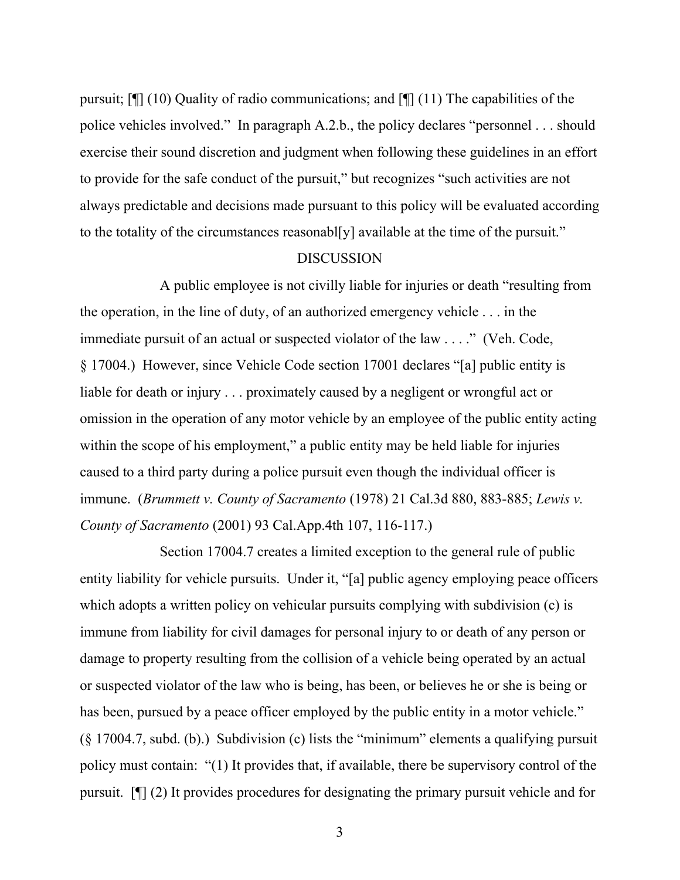pursuit; [¶] (10) Quality of radio communications; and [¶] (11) The capabilities of the police vehicles involved." In paragraph A.2.b., the policy declares "personnel . . . should exercise their sound discretion and judgment when following these guidelines in an effort to provide for the safe conduct of the pursuit," but recognizes "such activities are not always predictable and decisions made pursuant to this policy will be evaluated according to the totality of the circumstances reasonabl[y] available at the time of the pursuit."

DISCUSSION

A public employee is not civilly liable for injuries or death "resulting from the operation, in the line of duty, of an authorized emergency vehicle . . . in the immediate pursuit of an actual or suspected violator of the law . . . ." (Veh. Code, § 17004.) However, since Vehicle Code section 17001 declares "[a] public entity is liable for death or injury . . . proximately caused by a negligent or wrongful act or omission in the operation of any motor vehicle by an employee of the public entity acting within the scope of his employment," a public entity may be held liable for injuries caused to a third party during a police pursuit even though the individual officer is immune. (*Brummett v. County of Sacramento* (1978) 21 Cal.3d 880, 883-885; *Lewis v. County of Sacramento* (2001) 93 Cal.App.4th 107, 116-117.)

Section 17004.7 creates a limited exception to the general rule of public entity liability for vehicle pursuits. Under it, "[a] public agency employing peace officers which adopts a written policy on vehicular pursuits complying with subdivision (c) is immune from liability for civil damages for personal injury to or death of any person or damage to property resulting from the collision of a vehicle being operated by an actual or suspected violator of the law who is being, has been, or believes he or she is being or has been, pursued by a peace officer employed by the public entity in a motor vehicle." (§ 17004.7, subd. (b).) Subdivision (c) lists the "minimum" elements a qualifying pursuit policy must contain: "(1) It provides that, if available, there be supervisory control of the pursuit. [¶] (2) It provides procedures for designating the primary pursuit vehicle and for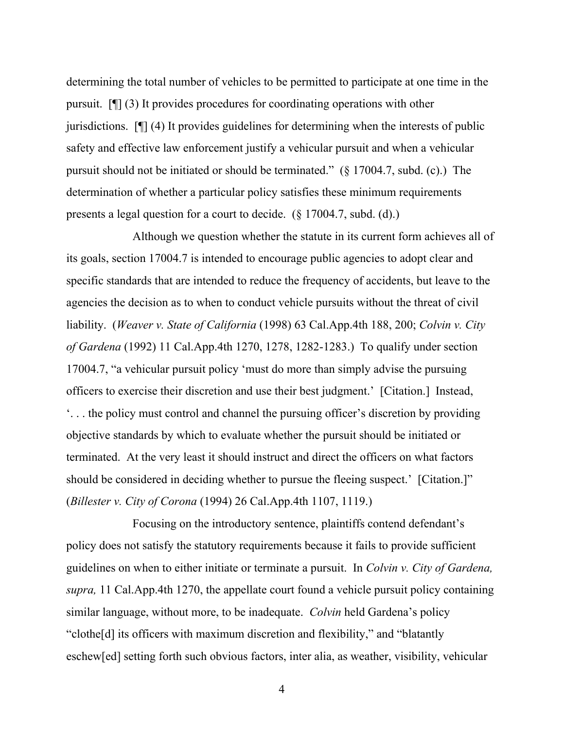determining the total number of vehicles to be permitted to participate at one time in the pursuit. [¶] (3) It provides procedures for coordinating operations with other jurisdictions. [¶] (4) It provides guidelines for determining when the interests of public safety and effective law enforcement justify a vehicular pursuit and when a vehicular pursuit should not be initiated or should be terminated." (§ 17004.7, subd. (c).) The determination of whether a particular policy satisfies these minimum requirements presents a legal question for a court to decide. (§ 17004.7, subd. (d).)

Although we question whether the statute in its current form achieves all of its goals, section 17004.7 is intended to encourage public agencies to adopt clear and specific standards that are intended to reduce the frequency of accidents, but leave to the agencies the decision as to when to conduct vehicle pursuits without the threat of civil liability. (*Weaver v. State of California* (1998) 63 Cal.App.4th 188, 200; *Colvin v. City of Gardena* (1992) 11 Cal.App.4th 1270, 1278, 1282-1283.) To qualify under section 17004.7, "a vehicular pursuit policy 'must do more than simply advise the pursuing officers to exercise their discretion and use their best judgment.' [Citation.] Instead, '. . . the policy must control and channel the pursuing officer's discretion by providing objective standards by which to evaluate whether the pursuit should be initiated or terminated. At the very least it should instruct and direct the officers on what factors should be considered in deciding whether to pursue the fleeing suspect.' [Citation.]" (*Billester v. City of Corona* (1994) 26 Cal.App.4th 1107, 1119.)

Focusing on the introductory sentence, plaintiffs contend defendant's policy does not satisfy the statutory requirements because it fails to provide sufficient guidelines on when to either initiate or terminate a pursuit. In *Colvin v. City of Gardena, supra,* 11 Cal.App.4th 1270, the appellate court found a vehicle pursuit policy containing similar language, without more, to be inadequate. *Colvin* held Gardena's policy "clothe[d] its officers with maximum discretion and flexibility," and "blatantly eschew[ed] setting forth such obvious factors, inter alia, as weather, visibility, vehicular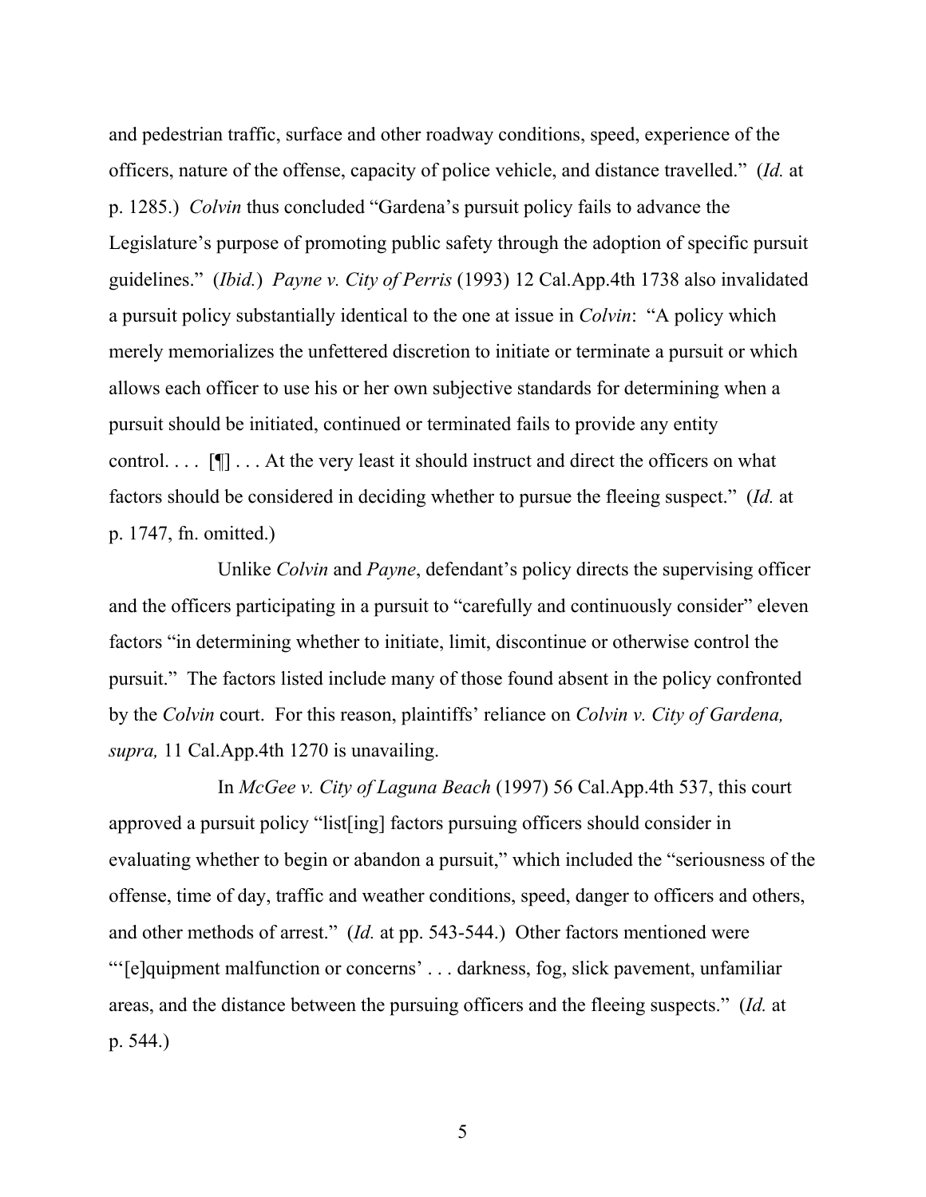and pedestrian traffic, surface and other roadway conditions, speed, experience of the officers, nature of the offense, capacity of police vehicle, and distance travelled." (*Id.* at p. 1285.) *Colvin* thus concluded "Gardena's pursuit policy fails to advance the Legislature's purpose of promoting public safety through the adoption of specific pursuit guidelines." (*Ibid.*) *Payne v. City of Perris* (1993) 12 Cal.App.4th 1738 also invalidated a pursuit policy substantially identical to the one at issue in *Colvin*: "A policy which merely memorializes the unfettered discretion to initiate or terminate a pursuit or which allows each officer to use his or her own subjective standards for determining when a pursuit should be initiated, continued or terminated fails to provide any entity control. . . . [¶] . . . At the very least it should instruct and direct the officers on what factors should be considered in deciding whether to pursue the fleeing suspect." (*Id.* at p. 1747, fn. omitted.)

Unlike *Colvin* and *Payne*, defendant's policy directs the supervising officer and the officers participating in a pursuit to "carefully and continuously consider" eleven factors "in determining whether to initiate, limit, discontinue or otherwise control the pursuit." The factors listed include many of those found absent in the policy confronted by the *Colvin* court. For this reason, plaintiffs' reliance on *Colvin v. City of Gardena, supra,* 11 Cal.App.4th 1270 is unavailing.

In *McGee v. City of Laguna Beach* (1997) 56 Cal.App.4th 537, this court approved a pursuit policy "list[ing] factors pursuing officers should consider in evaluating whether to begin or abandon a pursuit," which included the "seriousness of the offense, time of day, traffic and weather conditions, speed, danger to officers and others, and other methods of arrest." (*Id.* at pp. 543-544.) Other factors mentioned were "'[e]quipment malfunction or concerns' . . . darkness, fog, slick pavement, unfamiliar areas, and the distance between the pursuing officers and the fleeing suspects." (*Id.* at p. 544.)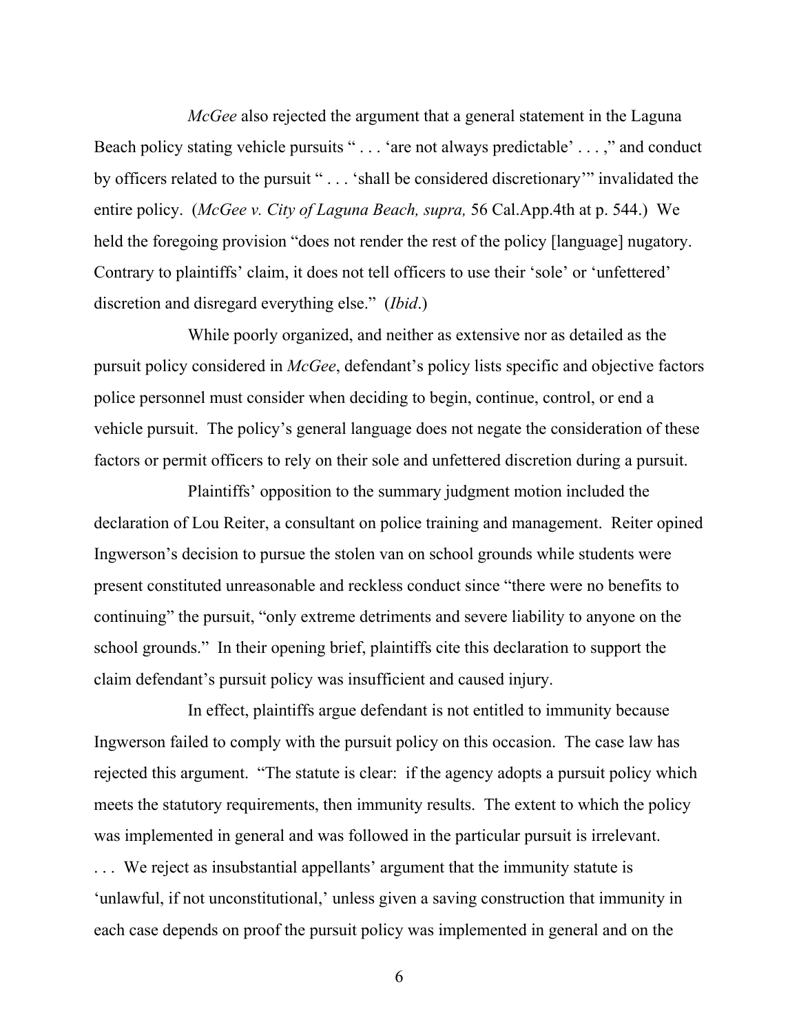*McGee* also rejected the argument that a general statement in the Laguna Beach policy stating vehicle pursuits " . . . 'are not always predictable' . . . ," and conduct by officers related to the pursuit " . . . 'shall be considered discretionary'" invalidated the entire policy. (*McGee v. City of Laguna Beach, supra,* 56 Cal.App.4th at p. 544.) We held the foregoing provision "does not render the rest of the policy [language] nugatory. Contrary to plaintiffs' claim, it does not tell officers to use their 'sole' or 'unfettered' discretion and disregard everything else." (*Ibid*.)

While poorly organized, and neither as extensive nor as detailed as the pursuit policy considered in *McGee*, defendant's policy lists specific and objective factors police personnel must consider when deciding to begin, continue, control, or end a vehicle pursuit. The policy's general language does not negate the consideration of these factors or permit officers to rely on their sole and unfettered discretion during a pursuit.

Plaintiffs' opposition to the summary judgment motion included the declaration of Lou Reiter, a consultant on police training and management. Reiter opined Ingwerson's decision to pursue the stolen van on school grounds while students were present constituted unreasonable and reckless conduct since "there were no benefits to continuing" the pursuit, "only extreme detriments and severe liability to anyone on the school grounds." In their opening brief, plaintiffs cite this declaration to support the claim defendant's pursuit policy was insufficient and caused injury.

In effect, plaintiffs argue defendant is not entitled to immunity because Ingwerson failed to comply with the pursuit policy on this occasion. The case law has rejected this argument. "The statute is clear: if the agency adopts a pursuit policy which meets the statutory requirements, then immunity results. The extent to which the policy was implemented in general and was followed in the particular pursuit is irrelevant. . . . We reject as insubstantial appellants' argument that the immunity statute is 'unlawful, if not unconstitutional,' unless given a saving construction that immunity in each case depends on proof the pursuit policy was implemented in general and on the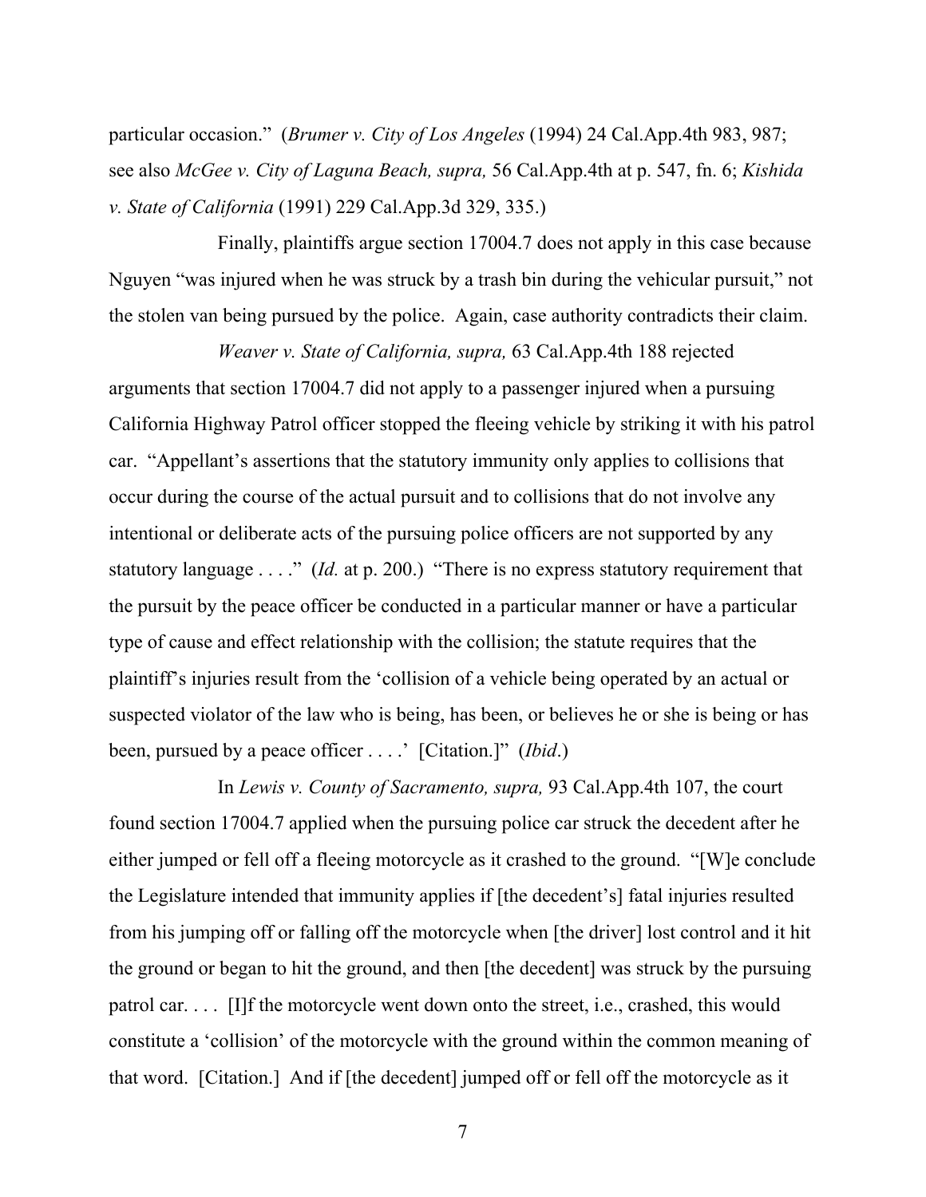particular occasion." (*Brumer v. City of Los Angeles* (1994) 24 Cal.App.4th 983, 987; see also *McGee v. City of Laguna Beach, supra,* 56 Cal.App.4th at p. 547, fn. 6; *Kishida v. State of California* (1991) 229 Cal.App.3d 329, 335.)

Finally, plaintiffs argue section 17004.7 does not apply in this case because Nguyen "was injured when he was struck by a trash bin during the vehicular pursuit," not the stolen van being pursued by the police. Again, case authority contradicts their claim.

*Weaver v. State of California, supra,* 63 Cal.App.4th 188 rejected arguments that section 17004.7 did not apply to a passenger injured when a pursuing California Highway Patrol officer stopped the fleeing vehicle by striking it with his patrol car. "Appellant's assertions that the statutory immunity only applies to collisions that occur during the course of the actual pursuit and to collisions that do not involve any intentional or deliberate acts of the pursuing police officers are not supported by any statutory language . . . ." (*Id.* at p. 200.) "There is no express statutory requirement that the pursuit by the peace officer be conducted in a particular manner or have a particular type of cause and effect relationship with the collision; the statute requires that the plaintiff's injuries result from the 'collision of a vehicle being operated by an actual or suspected violator of the law who is being, has been, or believes he or she is being or has been, pursued by a peace officer . . . .' [Citation.]" (*Ibid*.)

In *Lewis v. County of Sacramento, supra,* 93 Cal.App.4th 107, the court found section 17004.7 applied when the pursuing police car struck the decedent after he either jumped or fell off a fleeing motorcycle as it crashed to the ground. "[W]e conclude the Legislature intended that immunity applies if [the decedent's] fatal injuries resulted from his jumping off or falling off the motorcycle when [the driver] lost control and it hit the ground or began to hit the ground, and then [the decedent] was struck by the pursuing patrol car. . . . [I]f the motorcycle went down onto the street, i.e., crashed, this would constitute a 'collision' of the motorcycle with the ground within the common meaning of that word. [Citation.] And if [the decedent] jumped off or fell off the motorcycle as it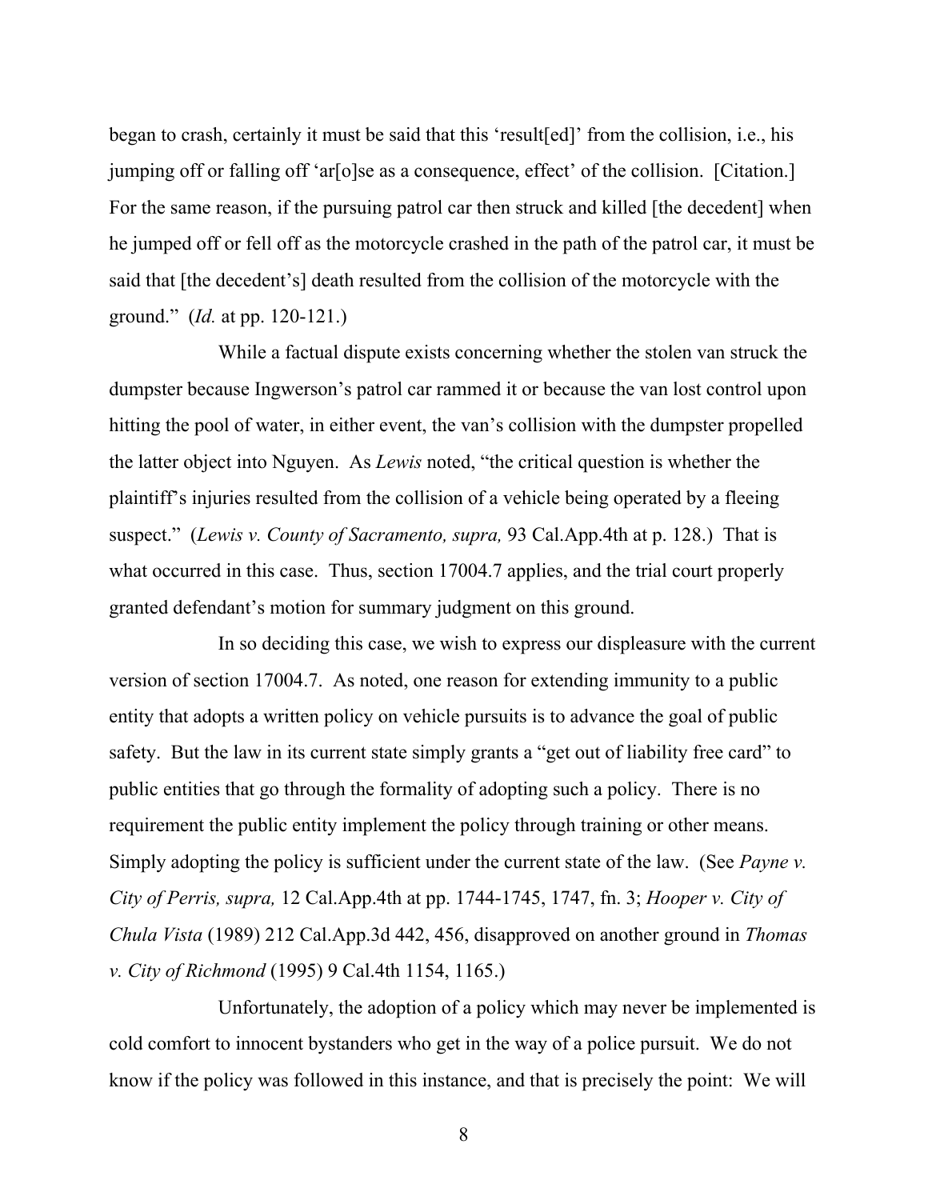began to crash, certainly it must be said that this 'result[ed]' from the collision, i.e., his jumping off or falling off 'ar[o]se as a consequence, effect' of the collision. [Citation.] For the same reason, if the pursuing patrol car then struck and killed [the decedent] when he jumped off or fell off as the motorcycle crashed in the path of the patrol car, it must be said that [the decedent's] death resulted from the collision of the motorcycle with the ground." (*Id.* at pp. 120-121.)

While a factual dispute exists concerning whether the stolen van struck the dumpster because Ingwerson's patrol car rammed it or because the van lost control upon hitting the pool of water, in either event, the van's collision with the dumpster propelled the latter object into Nguyen. As *Lewis* noted, "the critical question is whether the plaintiff's injuries resulted from the collision of a vehicle being operated by a fleeing suspect." (*Lewis v. County of Sacramento, supra,* 93 Cal.App.4th at p. 128.) That is what occurred in this case. Thus, section 17004.7 applies, and the trial court properly granted defendant's motion for summary judgment on this ground.

In so deciding this case, we wish to express our displeasure with the current version of section 17004.7. As noted, one reason for extending immunity to a public entity that adopts a written policy on vehicle pursuits is to advance the goal of public safety. But the law in its current state simply grants a "get out of liability free card" to public entities that go through the formality of adopting such a policy. There is no requirement the public entity implement the policy through training or other means. Simply adopting the policy is sufficient under the current state of the law. (See *Payne v. City of Perris, supra,* 12 Cal.App.4th at pp. 1744-1745, 1747, fn. 3; *Hooper v. City of Chula Vista* (1989) 212 Cal.App.3d 442, 456, disapproved on another ground in *Thomas v. City of Richmond* (1995) 9 Cal.4th 1154, 1165.)

Unfortunately, the adoption of a policy which may never be implemented is cold comfort to innocent bystanders who get in the way of a police pursuit. We do not know if the policy was followed in this instance, and that is precisely the point: We will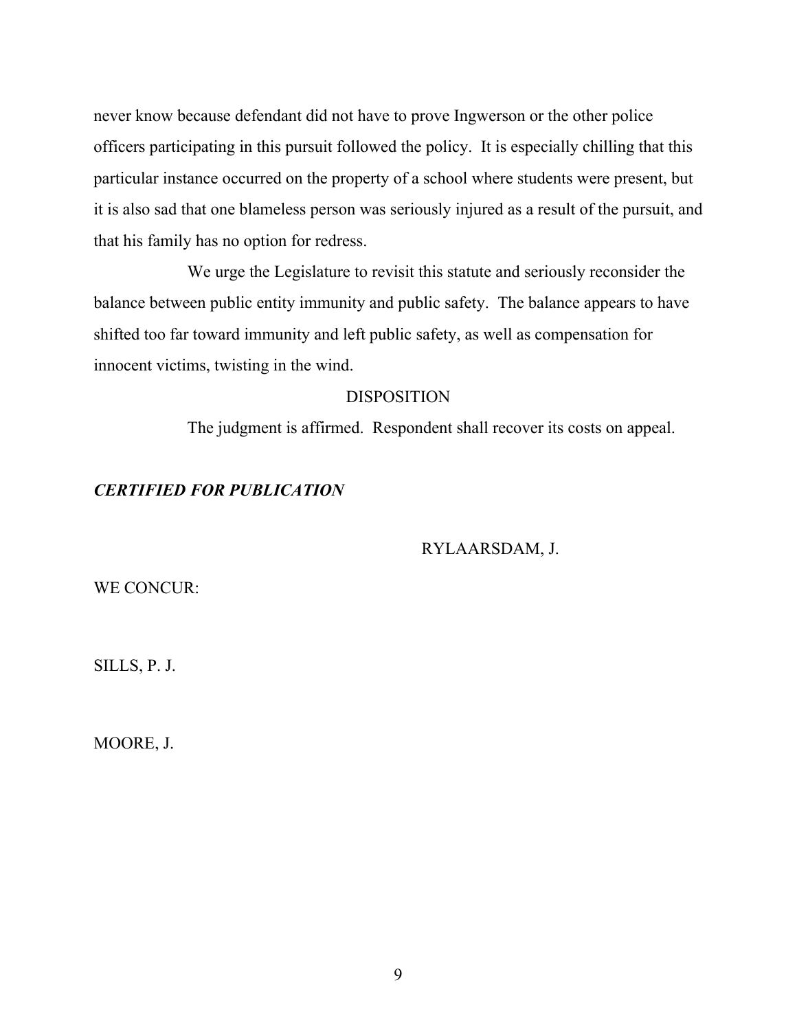never know because defendant did not have to prove Ingwerson or the other police officers participating in this pursuit followed the policy. It is especially chilling that this particular instance occurred on the property of a school where students were present, but it is also sad that one blameless person was seriously injured as a result of the pursuit, and that his family has no option for redress.

We urge the Legislature to revisit this statute and seriously reconsider the balance between public entity immunity and public safety. The balance appears to have shifted too far toward immunity and left public safety, as well as compensation for innocent victims, twisting in the wind.

DISPOSITION

The judgment is affirmed. Respondent shall recover its costs on appeal.

***CERTIFIED FOR PUBLICATION***

RYLAARSDAM, J.

WE CONCUR:

SILLS, P. J.

MOORE, J.